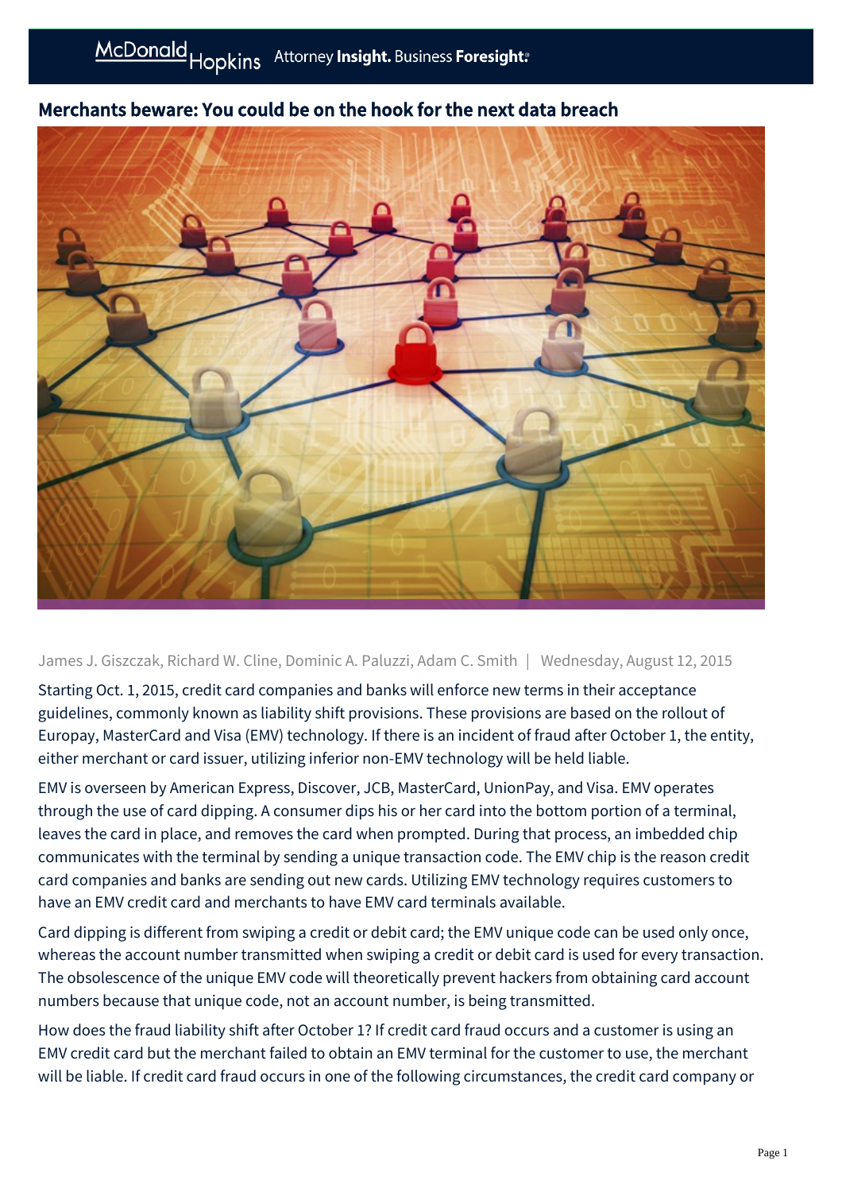# Merchants beware: You could be on the hook for the next data breach

James J. Giszczak, Richard W. Cline, Dominic A. Paluzzi, Adam C. Smith | Wednesday, August 12, 2015

Starting Oct. 1, 2015, credit card companies and banks will enforce new terms in their acceptance guidelines, commonly known as liability shift provisions. These provisions are based on the rollout of Europay, MasterCard and Visa (EMV) technology. If there is an incident of fraud after October 1, the entity, either merchant or card issuer, utilizing inferior non-EMV technology will be held liable.

EMV is overseen by American Express, Discover, JCB, MasterCard, UnionPay, and Visa. EMV operates through the use of card dipping. A consumer dips his or her card into the bottom portion of a terminal, leaves the card in place, and removes the card when prompted. During that process, an imbedded chip communicates with the terminal by sending a unique transaction code. The EMV chip is the reason credit card companies and banks are sending out new cards. Utilizing EMV technology requires customers to have an EMV credit card and merchants to have EMV card terminals available.

Card dipping is different from swiping a credit or debit card; the EMV unique code can be used only once, whereas the account number transmitted when swiping a credit or debit card is used for every transaction. The obsolescence of the unique EMV code will theoretically prevent hackers from obtaining card account numbers because that unique code, not an account number, is being transmitted.

How does the fraud liability shift after October 1? If credit card fraud occurs and a customer is using an EMV credit card but the merchant failed to obtain an EMV terminal for the customer to use, the merchant will be liable. If credit card fraud occurs in one of the following circumstances, the credit card company or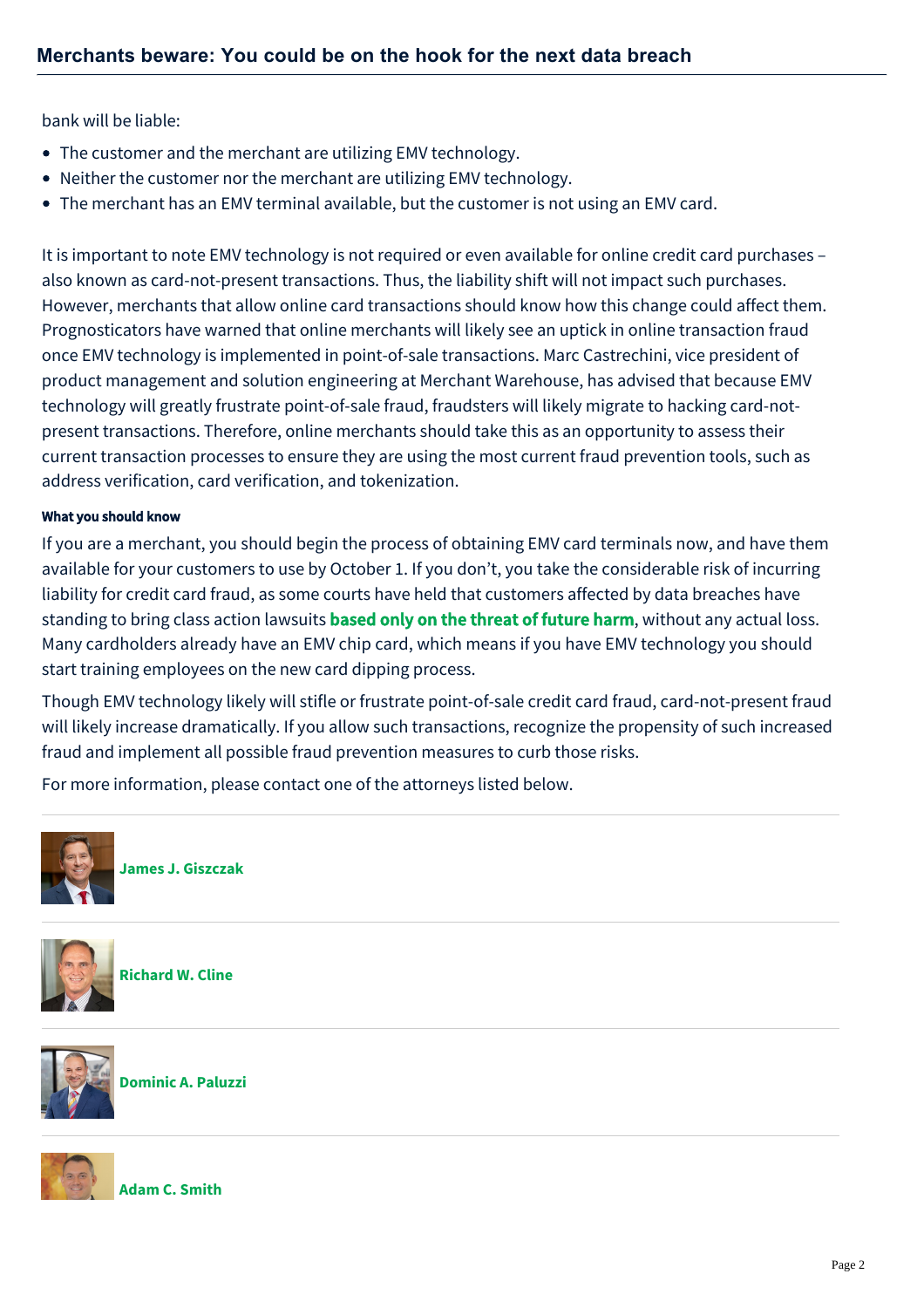bank will be liable:

- The customer and the merchant are utilizing EMV technology.
- Neither the customer nor the merchant are utilizing EMV technology.
- The merchant has an EMV terminal available, but the customer is not using an EMV card.

It is important to note EMV technology is not required or even available for online credit card purchases – also known as card-not-present transactions. Thus, the liability shift will not impact such purchases. However, merchants that allow online card transactions should know how this change could affect them. Prognosticators have warned that online merchants will likely see an uptick in online transaction fraud once EMV technology is implemented in point-of-sale transactions. Marc Castrechini, vice president of product management and solution engineering at Merchant Warehouse, has advised that because EMV technology will greatly frustrate point-of-sale fraud, fraudsters will likely migrate to hacking card-not-present transactions. Therefore, online merchants should take this as an opportunity to assess their current transaction processes to ensure they are using the most current fraud prevention tools, such as address verification, card verification, and tokenization.

#### What you should know

If you are a merchant, you should begin the process of obtaining EMV card terminals now, and have them available for your customers to use by October 1. If you don't, you take the considerable risk of incurring liability for credit card fraud, as some courts have held that customers affected by data breaches have standing to bring class action lawsuits **based only on the threat of future harm**, without any actual loss. Many cardholders already have an EMV chip card, which means if you have EMV technology you should start training employees on the new card dipping process.

Though EMV technology likely will stifle or frustrate point-of-sale credit card fraud, card-not-present fraud will likely increase dramatically. If you allow such transactions, recognize the propensity of such increased fraud and implement all possible fraud prevention measures to curb those risks.

For more information, please contact one of the attorneys listed below.

**James J. Giszczak**

**Richard W. Cline**

**Dominic A. Paluzzi**

**Adam C. Smith**